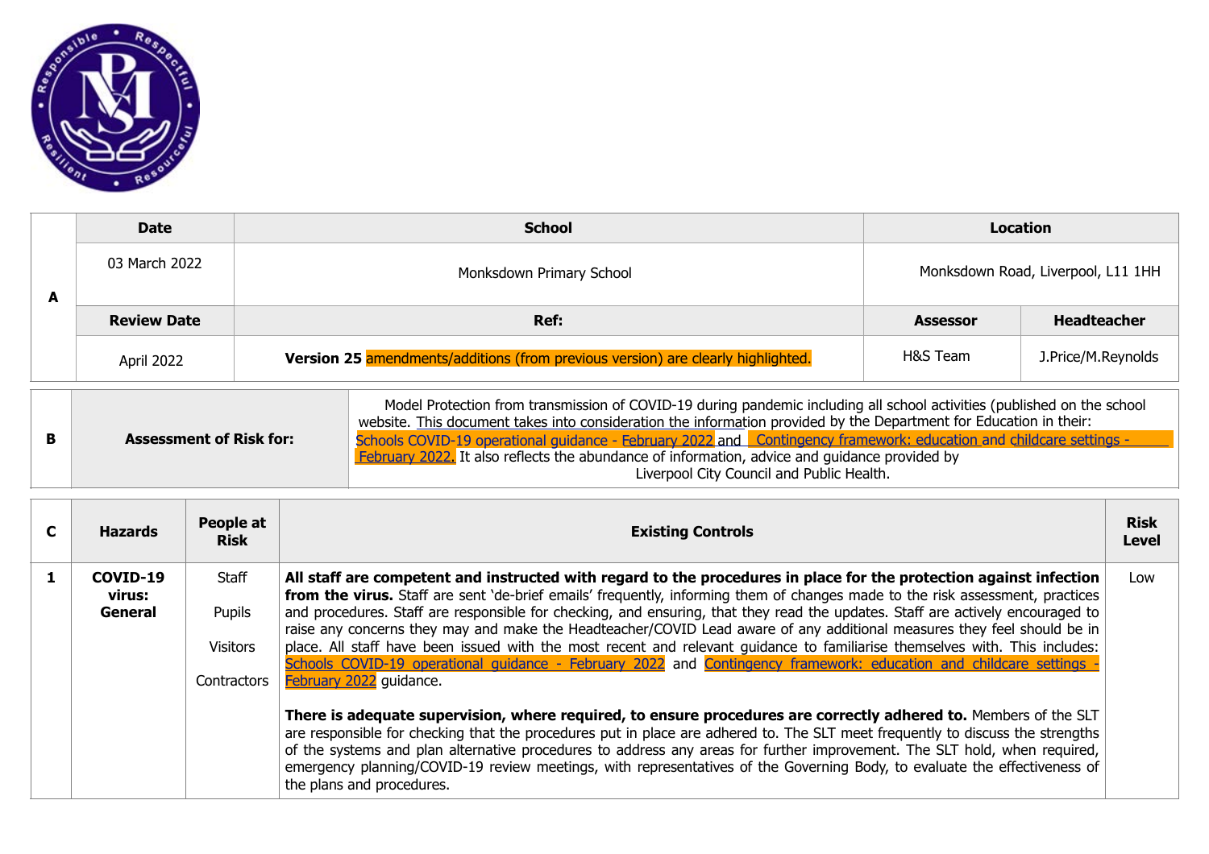| A | Date | School | Location | |
|---|---|---|---|---|
| | 03 March 2022 | Monksdown Primary School | Monksdown Road, Liverpool, L11 1HH | |
| | **Review Date** | **Ref:** | **Assessor** | **Headteacher** |
| | April 2022 | **Version 25** amendments/additions (from previous version) are clearly highlighted. | H&S Team | J.Price/M.Reynolds |

| B | Assessment of Risk for: |
|---|---|
| | Model Protection from transmission of COVID-19 during pandemic including all school activities (published on the school website. This document takes into consideration the information provided by the Department for Education in their: Schools COVID-19 operational guidance - February 2022 and Contingency framework: education and childcare settings - February 2022. It also reflects the abundance of information, advice and guidance provided by Liverpool City Council and Public Health. |

| C | Hazards | People at Risk | Existing Controls | Risk Level |
|---|---|---|---|---|
| 1 | **COVID-19 virus: General** | Staff<br><br>Pupils<br><br>Visitors<br><br>Contractors | **All staff are competent and instructed with regard to the procedures in place for the protection against infection from the virus.** Staff are sent 'de-brief emails' frequently, informing them of changes made to the risk assessment, practices and procedures. Staff are responsible for checking, and ensuring, that they read the updates. Staff are actively encouraged to raise any concerns they may and make the Headteacher/COVID Lead aware of any additional measures they feel should be in place. All staff have been issued with the most recent and relevant guidance to familiarise themselves with. This includes: Schools COVID-19 operational guidance - February 2022 and Contingency framework: education and childcare settings - February 2022 guidance.<br><br>**There is adequate supervision, where required, to ensure procedures are correctly adhered to.** Members of the SLT are responsible for checking that the procedures put in place are adhered to. The SLT meet frequently to discuss the strengths of the systems and plan alternative procedures to address any areas for further improvement. The SLT hold, when required, emergency planning/COVID-19 review meetings, with representatives of the Governing Body, to evaluate the effectiveness of the plans and procedures. | Low |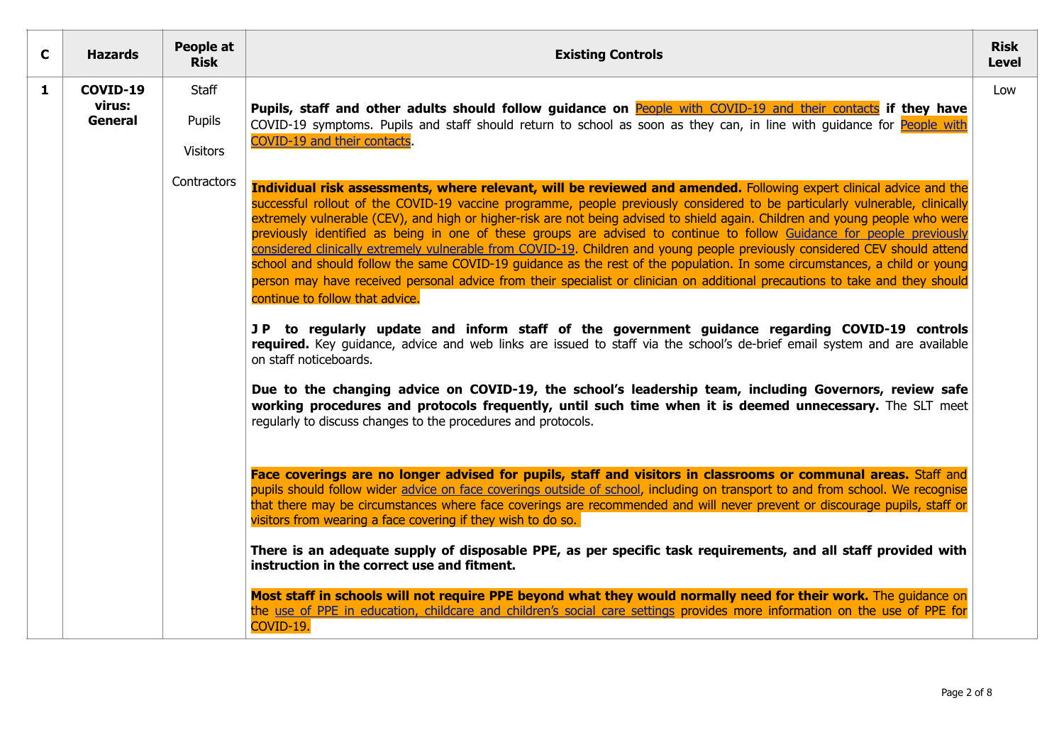| C | Hazards | People at Risk | Existing Controls | Risk Level |
|---|---|---|---|---|
| 1 | **COVID-19 virus: General** | Staff<br><br>Pupils<br><br>Visitors<br><br>Contractors | **Pupils, staff and other adults should follow guidance on** People with COVID-19 and their contacts **if they have** COVID-19 symptoms. Pupils and staff should return to school as soon as they can, in line with guidance for People with COVID-19 and their contacts.<br><br>**Individual risk assessments, where relevant, will be reviewed and amended.** Following expert clinical advice and the successful rollout of the COVID-19 vaccine programme, people previously considered to be particularly vulnerable, clinically extremely vulnerable (CEV), and high or higher-risk are not being advised to shield again. Children and young people who were previously identified as being in one of these groups are advised to continue to follow Guidance for people previously considered clinically extremely vulnerable from COVID-19. Children and young people previously considered CEV should attend school and should follow the same COVID-19 guidance as the rest of the population. In some circumstances, a child or young person may have received personal advice from their specialist or clinician on additional precautions to take and they should continue to follow that advice.<br><br>**J P to regularly update and inform staff of the government guidance regarding COVID-19 controls required.** Key guidance, advice and web links are issued to staff via the school's de-brief email system and are available on staff noticeboards.<br><br>**Due to the changing advice on COVID-19, the school's leadership team, including Governors, review safe working procedures and protocols frequently, until such time when it is deemed unnecessary.** The SLT meet regularly to discuss changes to the procedures and protocols.<br><br>**Face coverings are no longer advised for pupils, staff and visitors in classrooms or communal areas.** Staff and pupils should follow wider advice on face coverings outside of school, including on transport to and from school. We recognise that there may be circumstances where face coverings are recommended and will never prevent or discourage pupils, staff or visitors from wearing a face covering if they wish to do so.<br><br>**There is an adequate supply of disposable PPE, as per specific task requirements, and all staff provided with instruction in the correct use and fitment.**<br><br>**Most staff in schools will not require PPE beyond what they would normally need for their work.** The guidance on the use of PPE in education, childcare and children's social care settings provides more information on the use of PPE for COVID-19. | Low |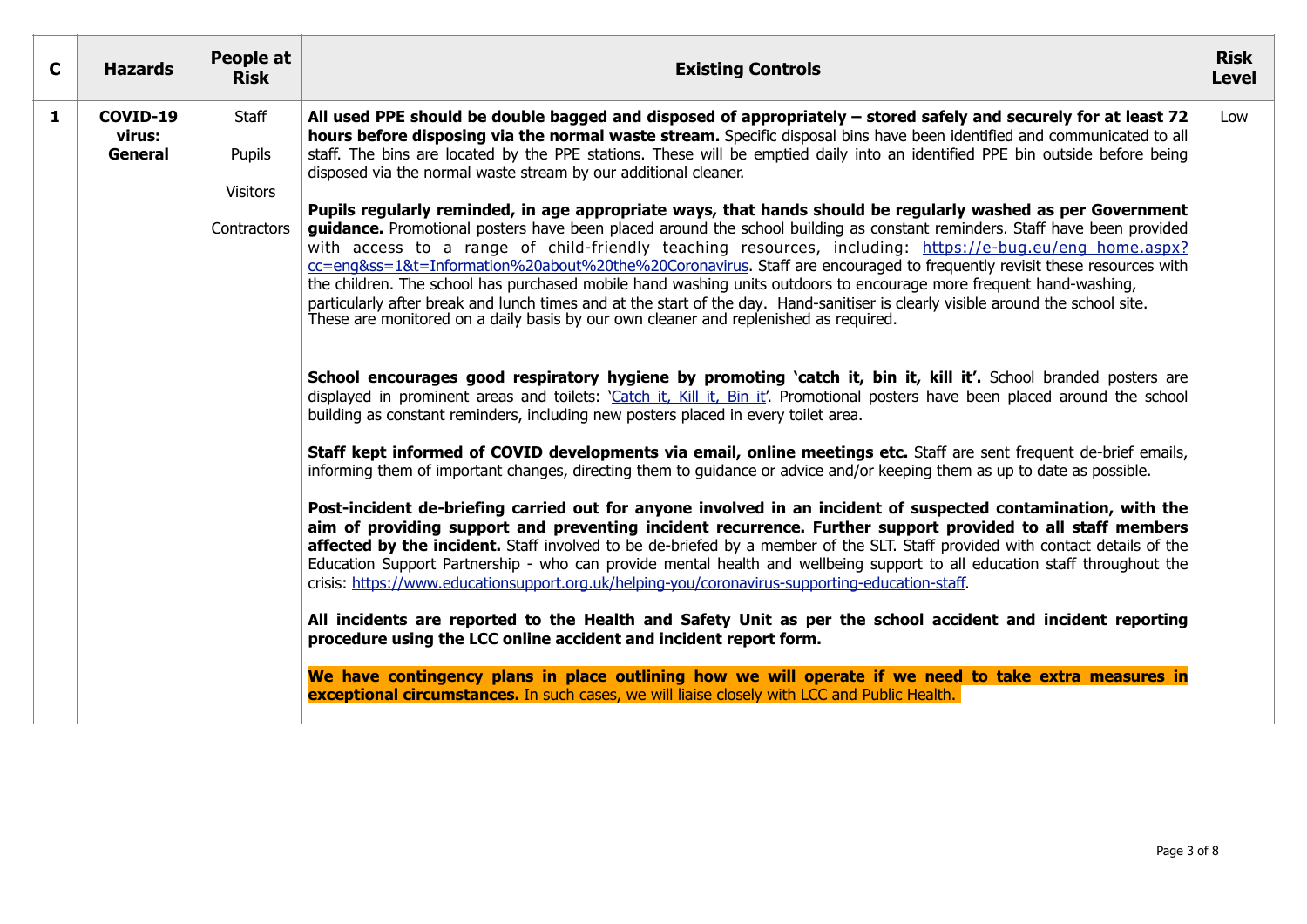| C | Hazards | People at Risk | Existing Controls | Risk Level |
|---|---|---|---|---|
| **1** | **COVID-19 virus: General** | Staff<br><br>Pupils<br><br>Visitors<br><br>Contractors | **All used PPE should be double bagged and disposed of appropriately – stored safely and securely for at least 72 hours before disposing via the normal waste stream.** Specific disposal bins have been identified and communicated to all staff. The bins are located by the PPE stations. These will be emptied daily into an identified PPE bin outside before being disposed via the normal waste stream by our additional cleaner.<br><br>**Pupils regularly reminded, in age appropriate ways, that hands should be regularly washed as per Government guidance.** Promotional posters have been placed around the school building as constant reminders. Staff have been provided with access to a range of child-friendly teaching resources, including: https://e-bug.eu/eng_home.aspx?cc=eng&ss=1&t=Information%20about%20the%20Coronavirus. Staff are encouraged to frequently revisit these resources with the children. The school has purchased mobile hand washing units outdoors to encourage more frequent hand-washing, particularly after break and lunch times and at the start of the day. Hand-sanitiser is clearly visible around the school site. These are monitored on a daily basis by our own cleaner and replenished as required.<br><br>**School encourages good respiratory hygiene by promoting 'catch it, bin it, kill it'.** School branded posters are displayed in prominent areas and toilets: 'Catch it, Kill it, Bin it'. Promotional posters have been placed around the school building as constant reminders, including new posters placed in every toilet area.<br><br>**Staff kept informed of COVID developments via email, online meetings etc.** Staff are sent frequent de-brief emails, informing them of important changes, directing them to guidance or advice and/or keeping them as up to date as possible.<br><br>**Post-incident de-briefing carried out for anyone involved in an incident of suspected contamination, with the aim of providing support and preventing incident recurrence. Further support provided to all staff members affected by the incident.** Staff involved to be de-briefed by a member of the SLT. Staff provided with contact details of the Education Support Partnership - who can provide mental health and wellbeing support to all education staff throughout the crisis: https://www.educationsupport.org.uk/helping-you/coronavirus-supporting-education-staff.<br><br>**All incidents are reported to the Health and Safety Unit as per the school accident and incident reporting procedure using the LCC online accident and incident report form.**<br><br>**We have contingency plans in place outlining how we will operate if we need to take extra measures in exceptional circumstances.** In such cases, we will liaise closely with LCC and Public Health. | Low |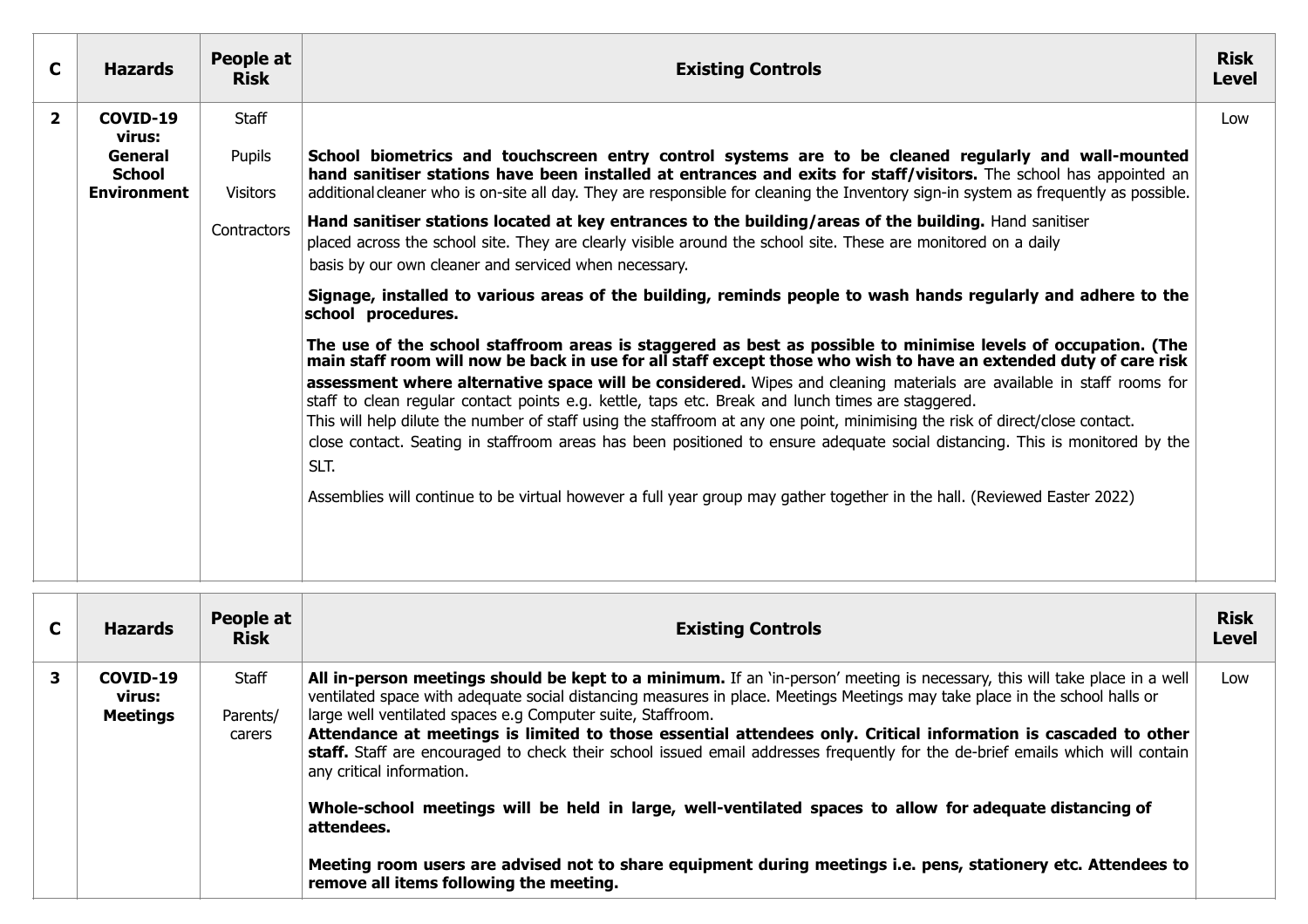| C | Hazards | People at Risk | Existing Controls | Risk Level |
|---|---|---|---|---|
| 2 | **COVID-19 virus: General School Environment** | Staff<br><br>Pupils<br><br>Visitors<br><br>Contractors | **School biometrics and touchscreen entry control systems are to be cleaned regularly and wall-mounted hand sanitiser stations have been installed at entrances and exits for staff/visitors.** The school has appointed an additional cleaner who is on-site all day. They are responsible for cleaning the Inventory sign-in system as frequently as possible.<br><br>**Hand sanitiser stations located at key entrances to the building/areas of the building.** Hand sanitiser placed across the school site. They are clearly visible around the school site. These are monitored on a daily basis by our own cleaner and serviced when necessary.<br><br>**Signage, installed to various areas of the building, reminds people to wash hands regularly and adhere to the school procedures.**<br><br>**The use of the school staffroom areas is staggered as best as possible to minimise levels of occupation. (The main staff room will now be back in use for all staff except those who wish to have an extended duty of care risk assessment where alternative space will be considered.** Wipes and cleaning materials are available in staff rooms for staff to clean regular contact points e.g. kettle, taps etc. Break and lunch times are staggered.<br>This will help dilute the number of staff using the staffroom at any one point, minimising the risk of direct/close contact.<br>close contact. Seating in staffroom areas has been positioned to ensure adequate social distancing. This is monitored by the SLT.<br><br>Assemblies will continue to be virtual however a full year group may gather together in the hall. (Reviewed Easter 2022) | Low |

| C | Hazards | People at Risk | Existing Controls | Risk Level |
|---|---|---|---|---|
| 3 | **COVID-19 virus: Meetings** | Staff<br><br>Parents/ carers | **All in-person meetings should be kept to a minimum.** If an 'in-person' meeting is necessary, this will take place in a well ventilated space with adequate social distancing measures in place. Meetings Meetings may take place in the school halls or large well ventilated spaces e.g Computer suite, Staffroom.<br>**Attendance at meetings is limited to those essential attendees only. Critical information is cascaded to other staff.** Staff are encouraged to check their school issued email addresses frequently for the de-brief emails which will contain any critical information.<br><br>**Whole-school meetings will be held in large, well-ventilated spaces to allow for adequate distancing of attendees.**<br><br>**Meeting room users are advised not to share equipment during meetings i.e. pens, stationery etc. Attendees to remove all items following the meeting.** | Low |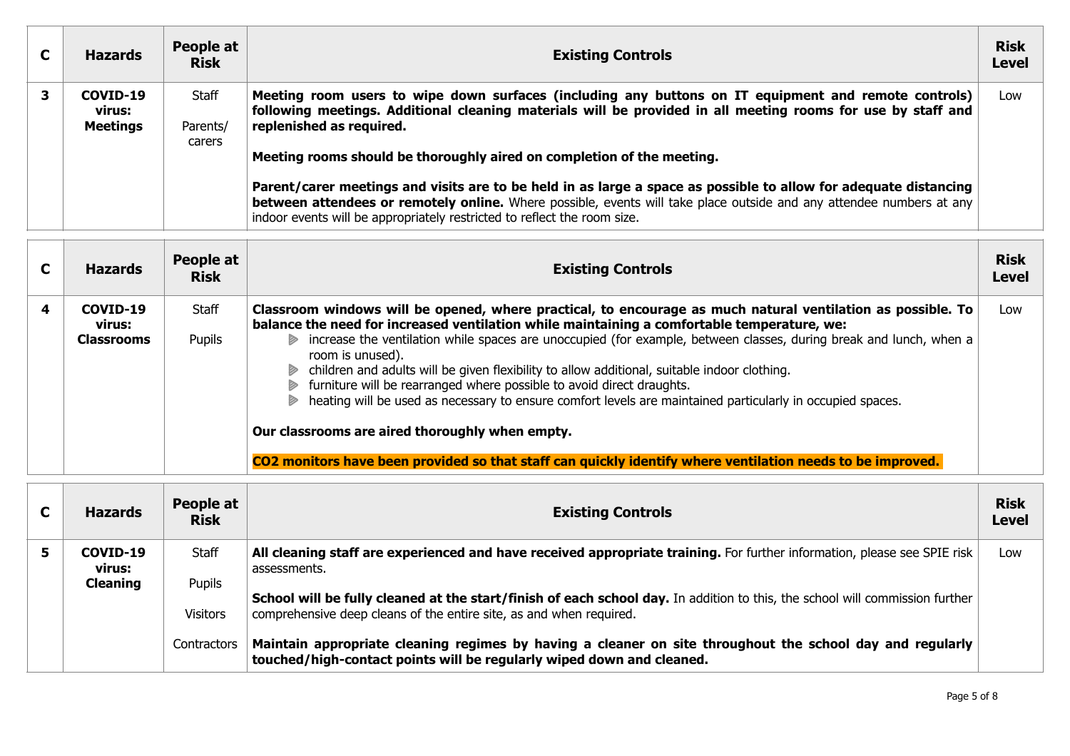| C | Hazards | People at Risk | Existing Controls | Risk Level |
|---|---|---|---|---|
| 3 | **COVID-19 virus: Meetings** | Staff<br><br>Parents/ carers | **Meeting room users to wipe down surfaces (including any buttons on IT equipment and remote controls) following meetings. Additional cleaning materials will be provided in all meeting rooms for use by staff and replenished as required.**<br><br>**Meeting rooms should be thoroughly aired on completion of the meeting.**<br><br>**Parent/carer meetings and visits are to be held in as large a space as possible to allow for adequate distancing between attendees or remotely online.** Where possible, events will take place outside and any attendee numbers at any indoor events will be appropriately restricted to reflect the room size. | Low |

| C | Hazards | People at Risk | Existing Controls | Risk Level |
|---|---|---|---|---|
| 4 | **COVID-19 virus: Classrooms** | Staff<br><br>Pupils | **Classroom windows will be opened, where practical, to encourage as much natural ventilation as possible. To balance the need for increased ventilation while maintaining a comfortable temperature, we:**<br>- increase the ventilation while spaces are unoccupied (for example, between classes, during break and lunch, when a room is unused).<br>- children and adults will be given flexibility to allow additional, suitable indoor clothing.<br>- furniture will be rearranged where possible to avoid direct draughts.<br>- heating will be used as necessary to ensure comfort levels are maintained particularly in occupied spaces.<br><br>**Our classrooms are aired thoroughly when empty.**<br><br>**$CO_2$ monitors have been provided so that staff can quickly identify where ventilation needs to be improved.** | Low |

| C | Hazards | People at Risk | Existing Controls | Risk Level |
|---|---|---|---|---|
| 5 | **COVID-19 virus: Cleaning** | Staff<br><br>Pupils<br><br>Visitors<br><br>Contractors | **All cleaning staff are experienced and have received appropriate training.** For further information, please see SPIE risk assessments.<br><br>**School will be fully cleaned at the start/finish of each school day.** In addition to this, the school will commission further comprehensive deep cleans of the entire site, as and when required.<br><br>**Maintain appropriate cleaning regimes by having a cleaner on site throughout the school day and regularly touched/high-contact points will be regularly wiped down and cleaned.** | Low |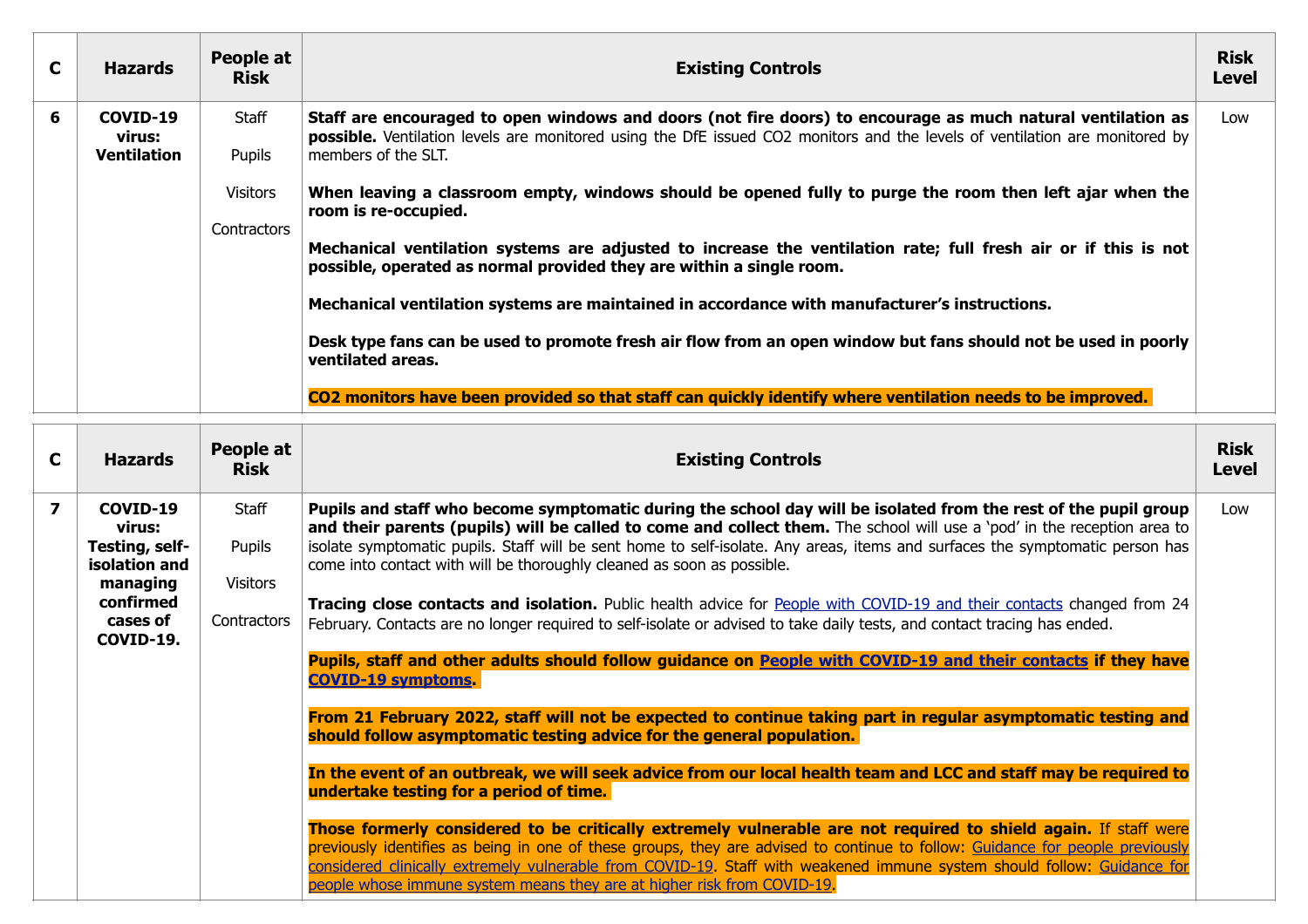| C | Hazards | People at Risk | Existing Controls | Risk Level |
|---|---|---|---|---|
| 6 | **COVID-19 virus: Ventilation** | Staff<br><br>Pupils<br><br>Visitors<br><br>Contractors | **Staff are encouraged to open windows and doors (not fire doors) to encourage as much natural ventilation as possible.** Ventilation levels are monitored using the DfE issued CO2 monitors and the levels of ventilation are monitored by members of the SLT.<br><br>**When leaving a classroom empty, windows should be opened fully to purge the room then left ajar when the room is re-occupied.**<br><br>**Mechanical ventilation systems are adjusted to increase the ventilation rate; full fresh air or if this is not possible, operated as normal provided they are within a single room.**<br><br>**Mechanical ventilation systems are maintained in accordance with manufacturer's instructions.**<br><br>**Desk type fans can be used to promote fresh air flow from an open window but fans should not be used in poorly ventilated areas.**<br><br>**CO2 monitors have been provided so that staff can quickly identify where ventilation needs to be improved.** | Low |

| C | Hazards | People at Risk | Existing Controls | Risk Level |
|---|---|---|---|---|
| 7 | **COVID-19 virus: Testing, self-isolation and managing confirmed cases of COVID-19.** | Staff<br><br>Pupils<br><br>Visitors<br><br>Contractors | **Pupils and staff who become symptomatic during the school day will be isolated from the rest of the pupil group and their parents (pupils) will be called to come and collect them.** The school will use a 'pod' in the reception area to isolate symptomatic pupils. Staff will be sent home to self-isolate. Any areas, items and surfaces the symptomatic person has come into contact with will be thoroughly cleaned as soon as possible.<br><br>**Tracing close contacts and isolation.** Public health advice for People with COVID-19 and their contacts changed from 24 February. Contacts are no longer required to self-isolate or advised to take daily tests, and contact tracing has ended.<br><br>**Pupils, staff and other adults should follow guidance on People with COVID-19 and their contacts if they have COVID-19 symptoms.**<br><br>**From 21 February 2022, staff will not be expected to continue taking part in regular asymptomatic testing and should follow asymptomatic testing advice for the general population.**<br><br>**In the event of an outbreak, we will seek advice from our local health team and LCC and staff may be required to undertake testing for a period of time.**<br><br>**Those formerly considered to be critically extremely vulnerable are not required to shield again.** If staff were previously identifies as being in one of these groups, they are advised to continue to follow: Guidance for people previously considered clinically extremely vulnerable from COVID-19. Staff with weakened immune system should follow: Guidance for people whose immune system means they are at higher risk from COVID-19. | Low |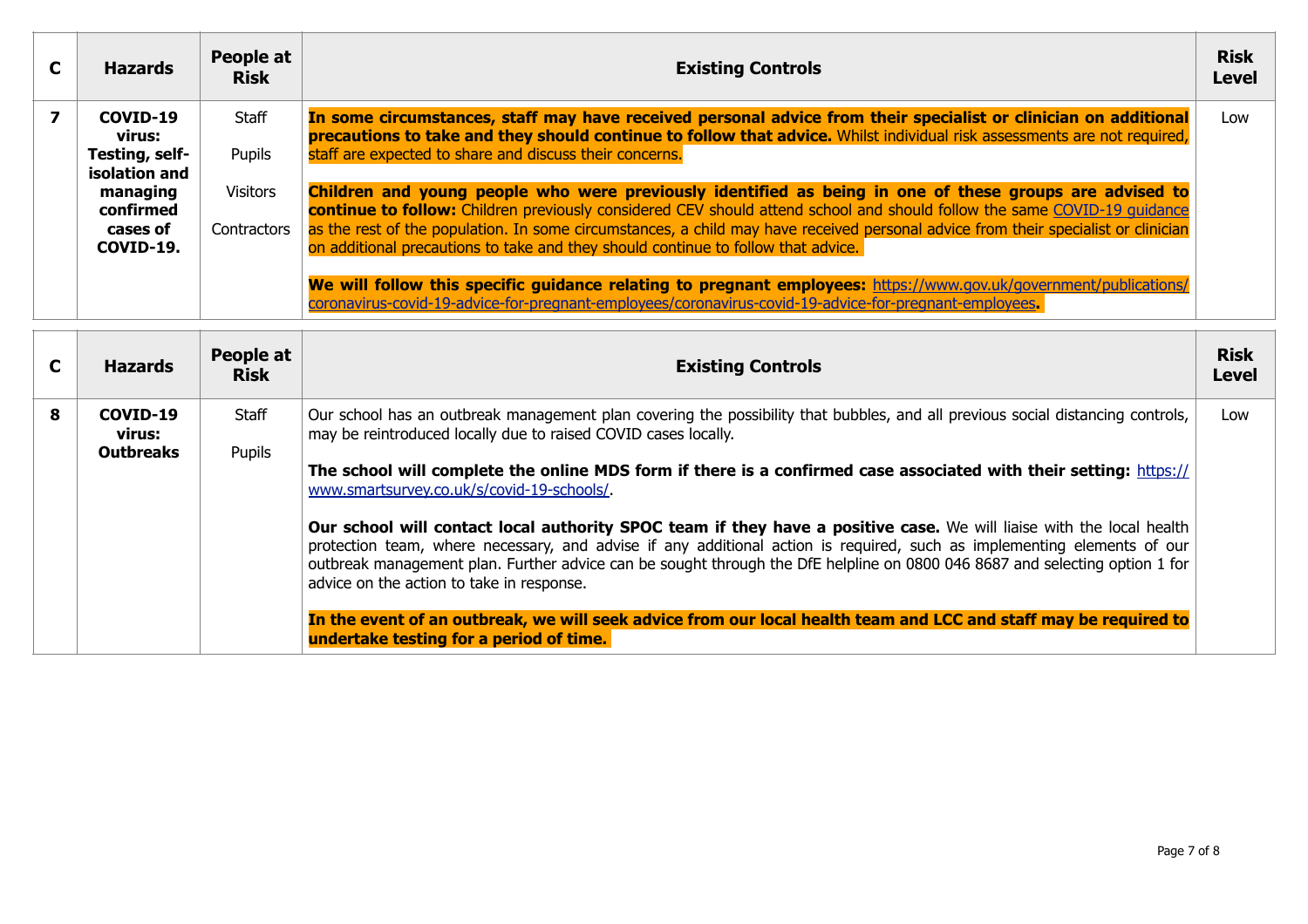| C | Hazards | People at Risk | Existing Controls | Risk Level |
|---|---|---|---|---|
| 7 | **COVID-19 virus: Testing, self-isolation and managing confirmed cases of COVID-19.** | Staff<br><br>Pupils<br><br>Visitors<br><br>Contractors | **In some circumstances, staff may have received personal advice from their specialist or clinician on additional precautions to take and they should continue to follow that advice.** Whilst individual risk assessments are not required, staff are expected to share and discuss their concerns.<br><br>**Children and young people who were previously identified as being in one of these groups are advised to continue to follow:** Children previously considered CEV should attend school and should follow the same COVID-19 guidance as the rest of the population. In some circumstances, a child may have received personal advice from their specialist or clinician on additional precautions to take and they should continue to follow that advice.<br><br>**We will follow this specific guidance relating to pregnant employees:** https://www.gov.uk/government/publications/coronavirus-covid-19-advice-for-pregnant-employees/coronavirus-covid-19-advice-for-pregnant-employees**.** | Low |

| C | Hazards | People at Risk | Existing Controls | Risk Level |
|---|---|---|---|---|
| 8 | **COVID-19 virus: Outbreaks** | Staff<br><br>Pupils | Our school has an outbreak management plan covering the possibility that bubbles, and all previous social distancing controls, may be reintroduced locally due to raised COVID cases locally.<br><br>**The school will complete the online MDS form if there is a confirmed case associated with their setting:** https://www.smartsurvey.co.uk/s/covid-19-schools/.<br><br>**Our school will contact local authority SPOC team if they have a positive case.** We will liaise with the local health protection team, where necessary, and advise if any additional action is required, such as implementing elements of our outbreak management plan. Further advice can be sought through the DfE helpline on 0800 046 8687 and selecting option 1 for advice on the action to take in response.<br><br>**In the event of an outbreak, we will seek advice from our local health team and LCC and staff may be required to undertake testing for a period of time.** | Low |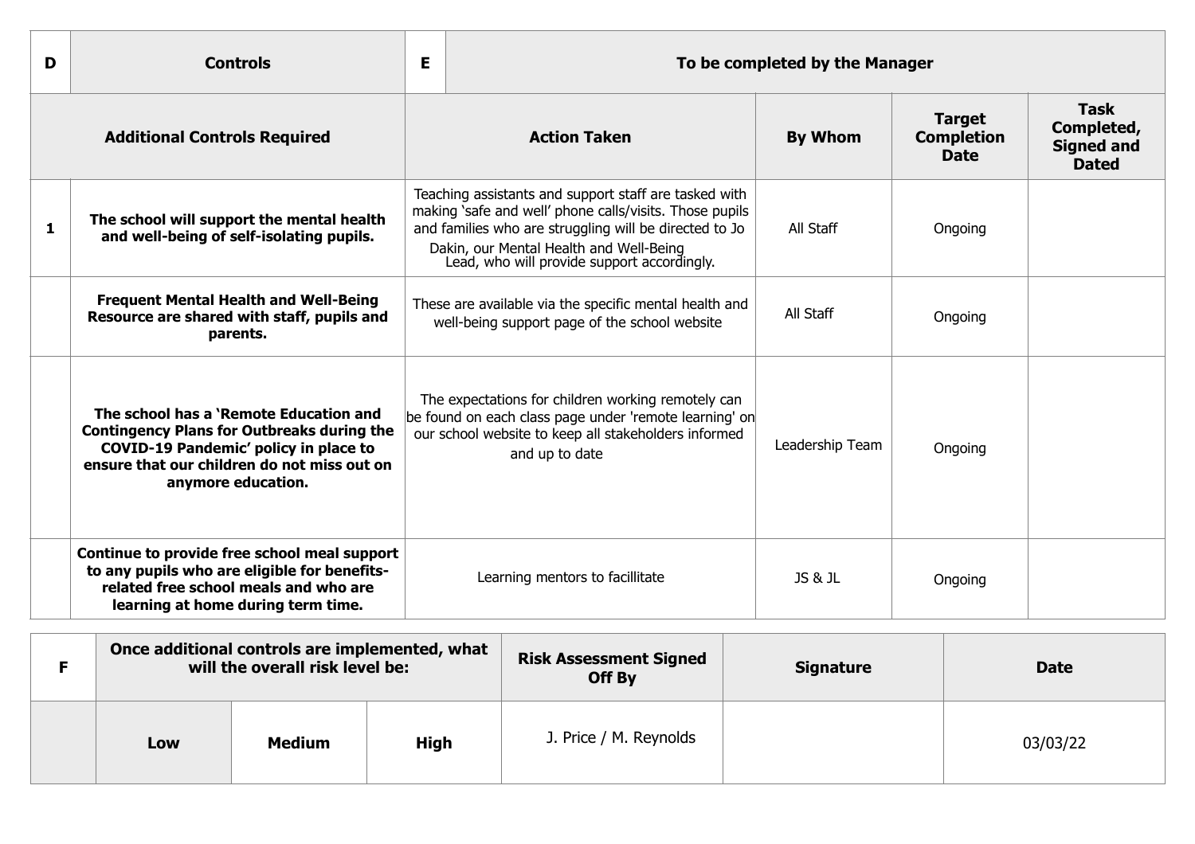| D | Controls | E | To be completed by the Manager | | | |
|---|---|---|---|---|---|---|
| | **Additional Controls Required** | **Action Taken** | | **By Whom** | **Target Completion Date** | **Task Completed, Signed and Dated** |
| 1 | **The school will support the mental health and well-being of self-isolating pupils.** | Teaching assistants and support staff are tasked with making 'safe and well' phone calls/visits. Those pupils and families who are struggling will be directed to Jo Dakin, our Mental Health and Well-Being Lead, who will provide support accordingly. | | All Staff | Ongoing | |
| | **Frequent Mental Health and Well-Being Resource are shared with staff, pupils and parents.** | These are available via the specific mental health and well-being support page of the school website | | All Staff | Ongoing | |
| | **The school has a 'Remote Education and Contingency Plans for Outbreaks during the COVID-19 Pandemic' policy in place to ensure that our children do not miss out on anymore education.** | The expectations for children working remotely can be found on each class page under 'remote learning' on our school website to keep all stakeholders informed and up to date | | Leadership Team | Ongoing | |
| | **Continue to provide free school meal support to any pupils who are eligible for benefits-related free school meals and who are learning at home during term time.** | Learning mentors to facillitate | | JS & JL | Ongoing | |

| F | Once additional controls are implemented, what will the overall risk level be: | | | Risk Assessment Signed Off By | Signature | Date |
|---|---|---|---|---|---|---|
| | **Low** | **Medium** | **High** | J. Price / M. Reynolds | | 03/03/22 |